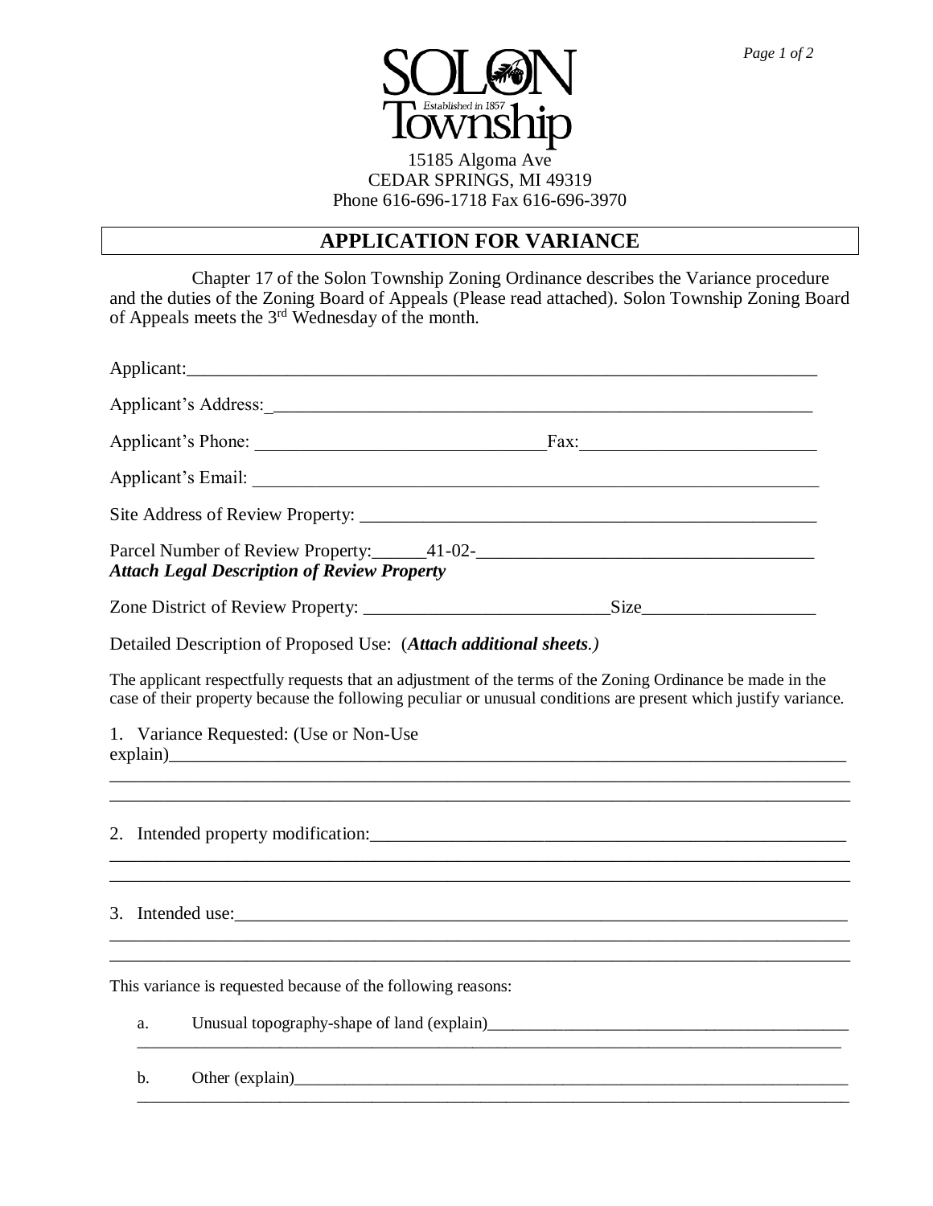# SOLON Township

Established in 1857

15185 Algoma Ave
CEDAR SPRINGS, MI 49319
Phone 616-696-1718 Fax 616-696-3970

## APPLICATION FOR VARIANCE

Chapter 17 of the Solon Township Zoning Ordinance describes the Variance procedure and the duties of the Zoning Board of Appeals (Please read attached). Solon Township Zoning Board of Appeals meets the 3rd Wednesday of the month.

Applicant:\_\_\_\_\_\_\_\_\_\_\_\_\_\_\_\_\_\_\_\_\_\_\_\_\_\_\_\_\_\_\_\_\_\_\_\_\_\_\_\_\_\_\_\_\_\_\_\_\_\_\_\_\_\_\_\_\_\_\_\_\_\_\_\_

Applicant's Address:\_\_\_\_\_\_\_\_\_\_\_\_\_\_\_\_\_\_\_\_\_\_\_\_\_\_\_\_\_\_\_\_\_\_\_\_\_\_\_\_\_\_\_\_\_\_\_\_\_\_\_\_\_\_\_\_

Applicant's Phone: \_\_\_\_\_\_\_\_\_\_\_\_\_\_\_\_\_\_\_\_\_\_\_\_\_\_\_\_\_\_Fax:\_\_\_\_\_\_\_\_\_\_\_\_\_\_\_\_\_\_\_\_\_\_\_

Applicant's Email: \_\_\_\_\_\_\_\_\_\_\_\_\_\_\_\_\_\_\_\_\_\_\_\_\_\_\_\_\_\_\_\_\_\_\_\_\_\_\_\_\_\_\_\_\_\_\_\_\_\_\_\_\_\_\_\_\_\_

Site Address of Review Property: \_\_\_\_\_\_\_\_\_\_\_\_\_\_\_\_\_\_\_\_\_\_\_\_\_\_\_\_\_\_\_\_\_\_\_\_\_\_\_\_\_\_\_\_\_\_

Parcel Number of Review Property:\_\_\_\_\_\_41-02-\_\_\_\_\_\_\_\_\_\_\_\_\_\_\_\_\_\_\_\_\_\_\_\_\_\_\_\_\_\_\_\_\_
***Attach Legal Description of Review Property***

Zone District of Review Property: \_\_\_\_\_\_\_\_\_\_\_\_\_\_\_\_\_\_\_\_\_\_\_\_\_Size\_\_\_\_\_\_\_\_\_\_\_\_\_\_\_\_\_

Detailed Description of Proposed Use: (***Attach additional sheets**.*)

The applicant respectfully requests that an adjustment of the terms of the Zoning Ordinance be made in the case of their property because the following peculiar or unusual conditions are present which justify variance.

1. Variance Requested: (Use or Non-Use explain)\_\_\_\_\_\_\_\_\_\_\_\_\_\_\_\_\_\_\_\_\_\_\_\_\_\_\_\_\_\_\_\_\_\_\_\_\_\_\_\_\_\_\_\_\_\_\_\_\_\_\_\_\_\_\_\_\_\_\_\_\_
\_\_\_\_\_\_\_\_\_\_\_\_\_\_\_\_\_\_\_\_\_\_\_\_\_\_\_\_\_\_\_\_\_\_\_\_\_\_\_\_\_\_\_\_\_\_\_\_\_\_\_\_\_\_\_\_\_\_\_\_\_\_\_\_\_\_\_\_\_\_\_\_\_\_
\_\_\_\_\_\_\_\_\_\_\_\_\_\_\_\_\_\_\_\_\_\_\_\_\_\_\_\_\_\_\_\_\_\_\_\_\_\_\_\_\_\_\_\_\_\_\_\_\_\_\_\_\_\_\_\_\_\_\_\_\_\_\_\_\_\_\_\_\_\_\_\_\_\_

2. Intended property modification:\_\_\_\_\_\_\_\_\_\_\_\_\_\_\_\_\_\_\_\_\_\_\_\_\_\_\_\_\_\_\_\_\_\_\_\_\_\_\_\_\_\_\_\_\_\_
\_\_\_\_\_\_\_\_\_\_\_\_\_\_\_\_\_\_\_\_\_\_\_\_\_\_\_\_\_\_\_\_\_\_\_\_\_\_\_\_\_\_\_\_\_\_\_\_\_\_\_\_\_\_\_\_\_\_\_\_\_\_\_\_\_\_\_\_\_\_\_\_\_\_
\_\_\_\_\_\_\_\_\_\_\_\_\_\_\_\_\_\_\_\_\_\_\_\_\_\_\_\_\_\_\_\_\_\_\_\_\_\_\_\_\_\_\_\_\_\_\_\_\_\_\_\_\_\_\_\_\_\_\_\_\_\_\_\_\_\_\_\_\_\_\_\_\_\_

3. Intended use:\_\_\_\_\_\_\_\_\_\_\_\_\_\_\_\_\_\_\_\_\_\_\_\_\_\_\_\_\_\_\_\_\_\_\_\_\_\_\_\_\_\_\_\_\_\_\_\_\_\_\_\_\_\_\_\_\_\_\_\_\_
\_\_\_\_\_\_\_\_\_\_\_\_\_\_\_\_\_\_\_\_\_\_\_\_\_\_\_\_\_\_\_\_\_\_\_\_\_\_\_\_\_\_\_\_\_\_\_\_\_\_\_\_\_\_\_\_\_\_\_\_\_\_\_\_\_\_\_\_\_\_\_\_\_\_
\_\_\_\_\_\_\_\_\_\_\_\_\_\_\_\_\_\_\_\_\_\_\_\_\_\_\_\_\_\_\_\_\_\_\_\_\_\_\_\_\_\_\_\_\_\_\_\_\_\_\_\_\_\_\_\_\_\_\_\_\_\_\_\_\_\_\_\_\_\_\_\_\_\_

This variance is requested because of the following reasons:

a. Unusual topography-shape of land (explain)\_\_\_\_\_\_\_\_\_\_\_\_\_\_\_\_\_\_\_\_\_\_\_\_\_\_\_\_\_\_\_\_\_\_\_\_\_\_\_\_
\_\_\_\_\_\_\_\_\_\_\_\_\_\_\_\_\_\_\_\_\_\_\_\_\_\_\_\_\_\_\_\_\_\_\_\_\_\_\_\_\_\_\_\_\_\_\_\_\_\_\_\_\_\_\_\_\_\_\_\_\_\_\_\_\_\_\_\_\_\_\_\_\_\_

b. Other (explain)\_\_\_\_\_\_\_\_\_\_\_\_\_\_\_\_\_\_\_\_\_\_\_\_\_\_\_\_\_\_\_\_\_\_\_\_\_\_\_\_\_\_\_\_\_\_\_\_\_\_\_\_\_\_\_\_\_\_\_\_
\_\_\_\_\_\_\_\_\_\_\_\_\_\_\_\_\_\_\_\_\_\_\_\_\_\_\_\_\_\_\_\_\_\_\_\_\_\_\_\_\_\_\_\_\_\_\_\_\_\_\_\_\_\_\_\_\_\_\_\_\_\_\_\_\_\_\_\_\_\_\_\_\_\_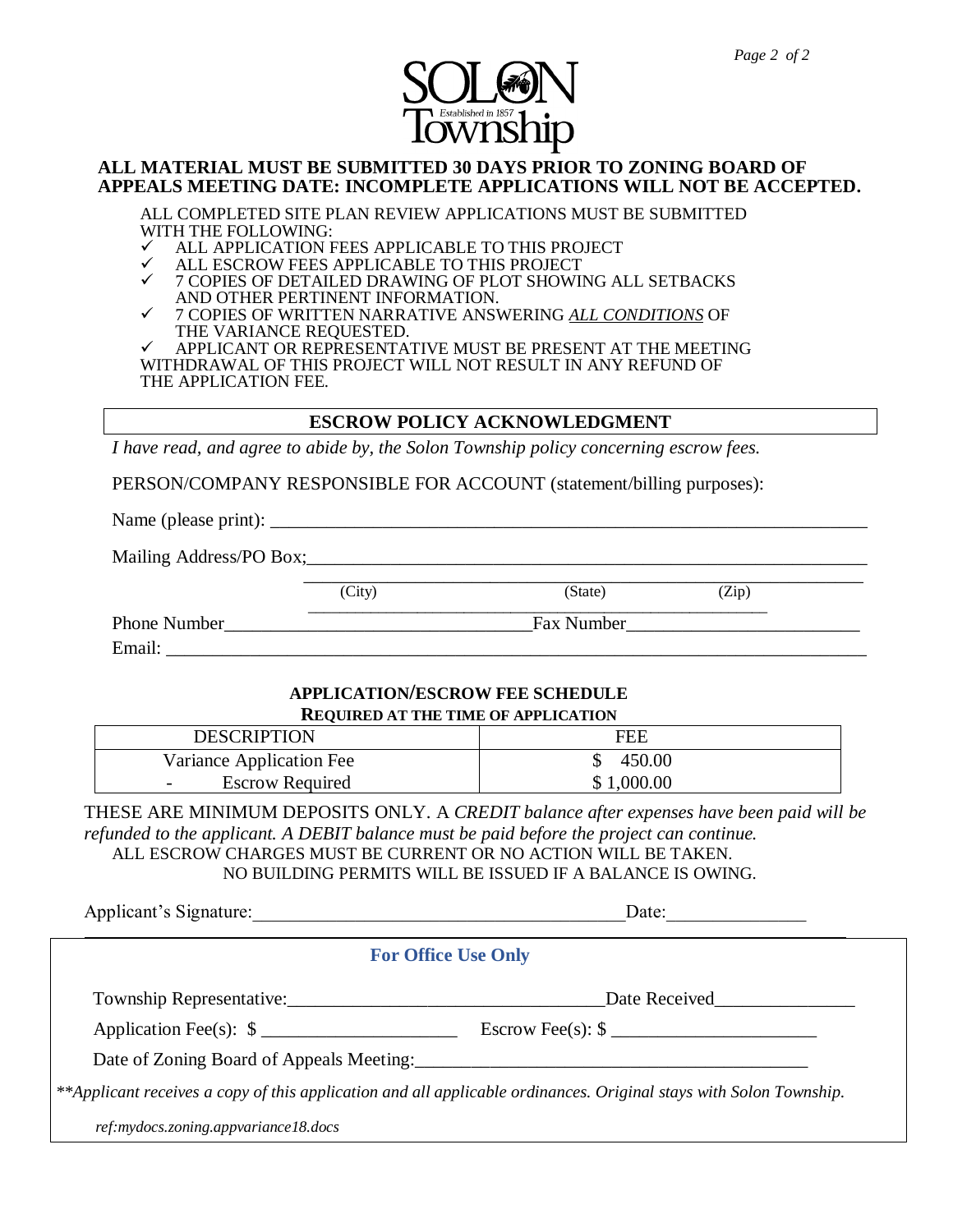SOLON Township
Established in 1857

**ALL MATERIAL MUST BE SUBMITTED 30 DAYS PRIOR TO ZONING BOARD OF APPEALS MEETING DATE: INCOMPLETE APPLICATIONS WILL NOT BE ACCEPTED.**

ALL COMPLETED SITE PLAN REVIEW APPLICATIONS MUST BE SUBMITTED WITH THE FOLLOWING:

- ✓ ALL APPLICATION FEES APPLICABLE TO THIS PROJECT
- ✓ ALL ESCROW FEES APPLICABLE TO THIS PROJECT
- ✓ 7 COPIES OF DETAILED DRAWING OF PLOT SHOWING ALL SETBACKS AND OTHER PERTINENT INFORMATION.
- ✓ 7 COPIES OF WRITTEN NARRATIVE ANSWERING *ALL CONDITIONS* OF THE VARIANCE REQUESTED.
- ✓ APPLICANT OR REPRESENTATIVE MUST BE PRESENT AT THE MEETING

WITHDRAWAL OF THIS PROJECT WILL NOT RESULT IN ANY REFUND OF THE APPLICATION FEE.

## ESCROW POLICY ACKNOWLEDGMENT

*I have read, and agree to abide by, the Solon Township policy concerning escrow fees.*

PERSON/COMPANY RESPONSIBLE FOR ACCOUNT (statement/billing purposes):

Name (please print): ____________________

Mailing Address/PO Box;____________________

____________________ (City) (State) (Zip)

Phone Number____________________Fax Number____________________

Email: ____________________

### APPLICATION/ESCROW FEE SCHEDULE

**REQUIRED AT THE TIME OF APPLICATION**

| DESCRIPTION | FEE |
|---|---|
| Variance Application Fee | $ 450.00 |
| - Escrow Required | $ 1,000.00 |

THESE ARE MINIMUM DEPOSITS ONLY. A *CREDIT balance after expenses have been paid will be refunded to the applicant. A DEBIT balance must be paid before the project can continue.*
ALL ESCROW CHARGES MUST BE CURRENT OR NO ACTION WILL BE TAKEN.
NO BUILDING PERMITS WILL BE ISSUED IF A BALANCE IS OWING.

Applicant's Signature:____________________Date:__________

**For Office Use Only**

Township Representative:____________________Date Received__________

Application Fee(s): $ __________ Escrow Fee(s): $ __________

Date of Zoning Board of Appeals Meeting:____________________

*\*\*Applicant receives a copy of this application and all applicable ordinances. Original stays with Solon Township.*

*ref:mydocs.zoning.appvariance18.docs*